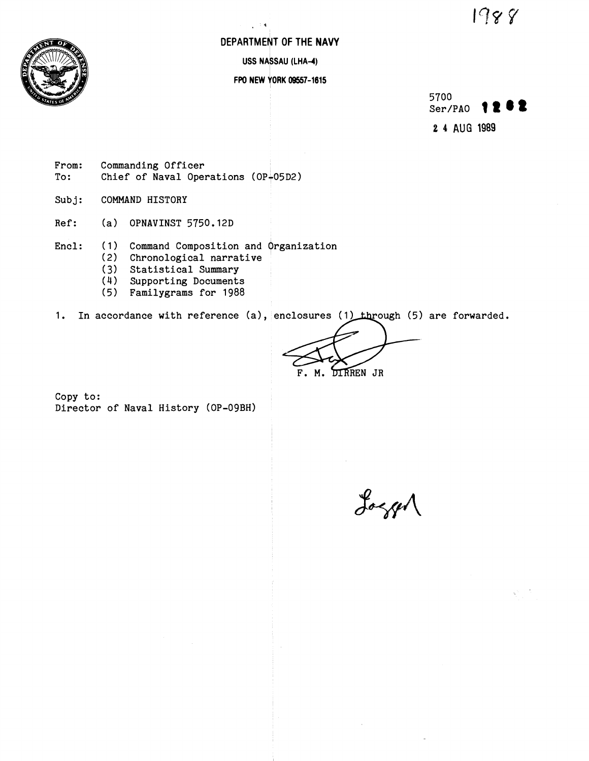1988

**DEPARTMENT OF THE NAVY**

**USS NASSAU (LHA-4)**

**FPO NEW YORK 09557-1615**

5700
Ser/PAO 1282

24 AUG 1989

From: Commanding Officer
To: Chief of Naval Operations (OP-05D2)

Subj: COMMAND HISTORY

Ref: (a) OPNAVINST 5750.12D

Encl: (1) Command Composition and Organization
(2) Chronological narrative
(3) Statistical Summary
(4) Supporting Documents
(5) Familygrams for 1988

1. In accordance with reference (a), enclosures (1) through (5) are forwarded.

F. M. DIRREN JR

Copy to:
Director of Naval History (OP-09BH)

Logged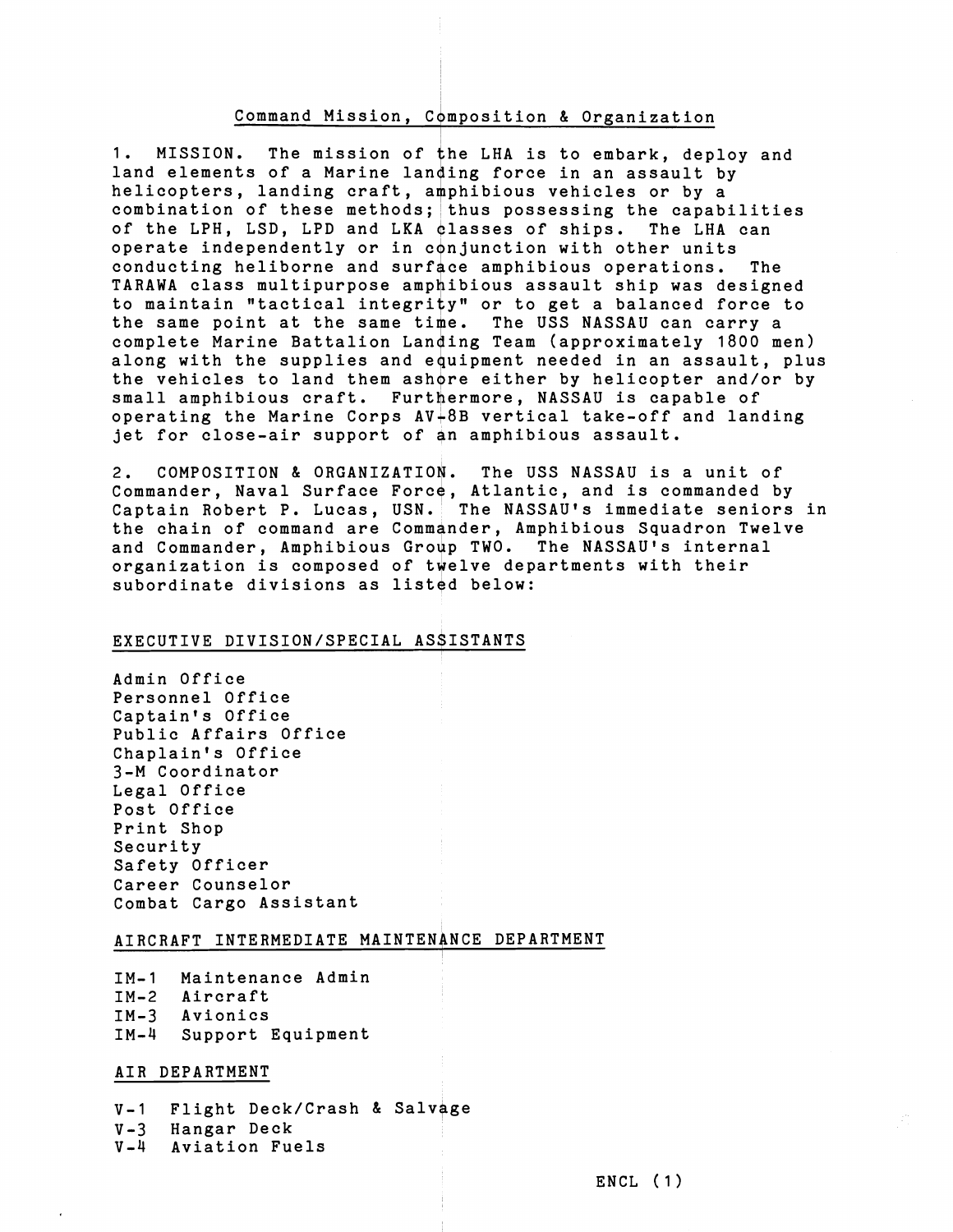## Command Mission, Composition & Organization

1. MISSION. The mission of the LHA is to embark, deploy and land elements of a Marine landing force in an assault by helicopters, landing craft, amphibious vehicles or by a combination of these methods; thus possessing the capabilities of the LPH, LSD, LPD and LKA classes of ships. The LHA can operate independently or in conjunction with other units conducting heliborne and surface amphibious operations. The TARAWA class multipurpose amphibious assault ship was designed to maintain "tactical integrity" or to get a balanced force to the same point at the same time. The USS NASSAU can carry a complete Marine Battalion Landing Team (approximately 1800 men) along with the supplies and equipment needed in an assault, plus the vehicles to land them ashore either by helicopter and/or by small amphibious craft. Furthermore, NASSAU is capable of operating the Marine Corps AV-8B vertical take-off and landing jet for close-air support of an amphibious assault.

2. COMPOSITION & ORGANIZATION. The USS NASSAU is a unit of Commander, Naval Surface Force, Atlantic, and is commanded by Captain Robert P. Lucas, USN. The NASSAU's immediate seniors in the chain of command are Commander, Amphibious Squadron Twelve and Commander, Amphibious Group TWO. The NASSAU's internal organization is composed of twelve departments with their subordinate divisions as listed below:

### EXECUTIVE DIVISION/SPECIAL ASSISTANTS

Admin Office
Personnel Office
Captain's Office
Public Affairs Office
Chaplain's Office
3-M Coordinator
Legal Office
Post Office
Print Shop
Security
Safety Officer
Career Counselor
Combat Cargo Assistant

### AIRCRAFT INTERMEDIATE MAINTENANCE DEPARTMENT

IM-1 Maintenance Admin
IM-2 Aircraft
IM-3 Avionics
IM-4 Support Equipment

### AIR DEPARTMENT

V-1 Flight Deck/Crash & Salvage
V-3 Hangar Deck
V-4 Aviation Fuels

ENCL (1)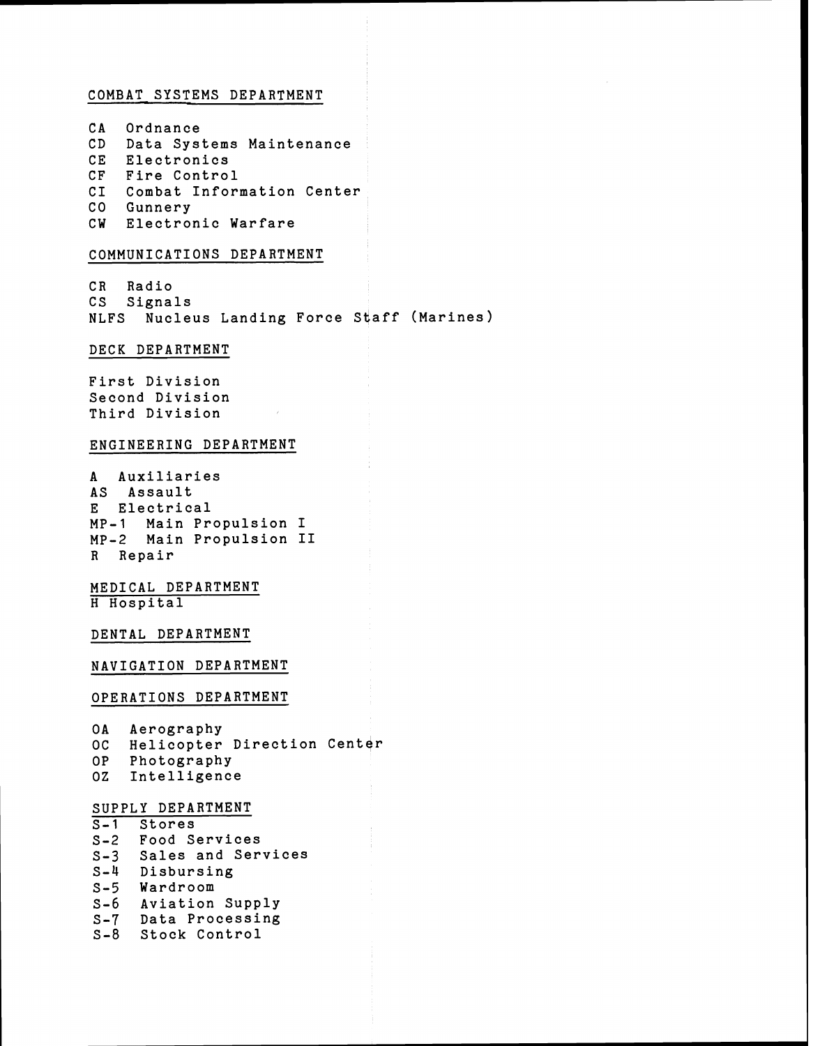## COMBAT SYSTEMS DEPARTMENT

CA Ordnance
CD Data Systems Maintenance
CE Electronics
CF Fire Control
CI Combat Information Center
CO Gunnery
CW Electronic Warfare

## COMMUNICATIONS DEPARTMENT

CR Radio
CS Signals
NLFS Nucleus Landing Force Staff (Marines)

## DECK DEPARTMENT

First Division
Second Division
Third Division

## ENGINEERING DEPARTMENT

A Auxiliaries
AS Assault
E Electrical
MP-1 Main Propulsion I
MP-2 Main Propulsion II
R Repair

## MEDICAL DEPARTMENT

H Hospital

## DENTAL DEPARTMENT

## NAVIGATION DEPARTMENT

## OPERATIONS DEPARTMENT

OA Aerography
OC Helicopter Direction Center
OP Photography
OZ Intelligence

## SUPPLY DEPARTMENT

S-1 Stores
S-2 Food Services
S-3 Sales and Services
S-4 Disbursing
S-5 Wardroom
S-6 Aviation Supply
S-7 Data Processing
S-8 Stock Control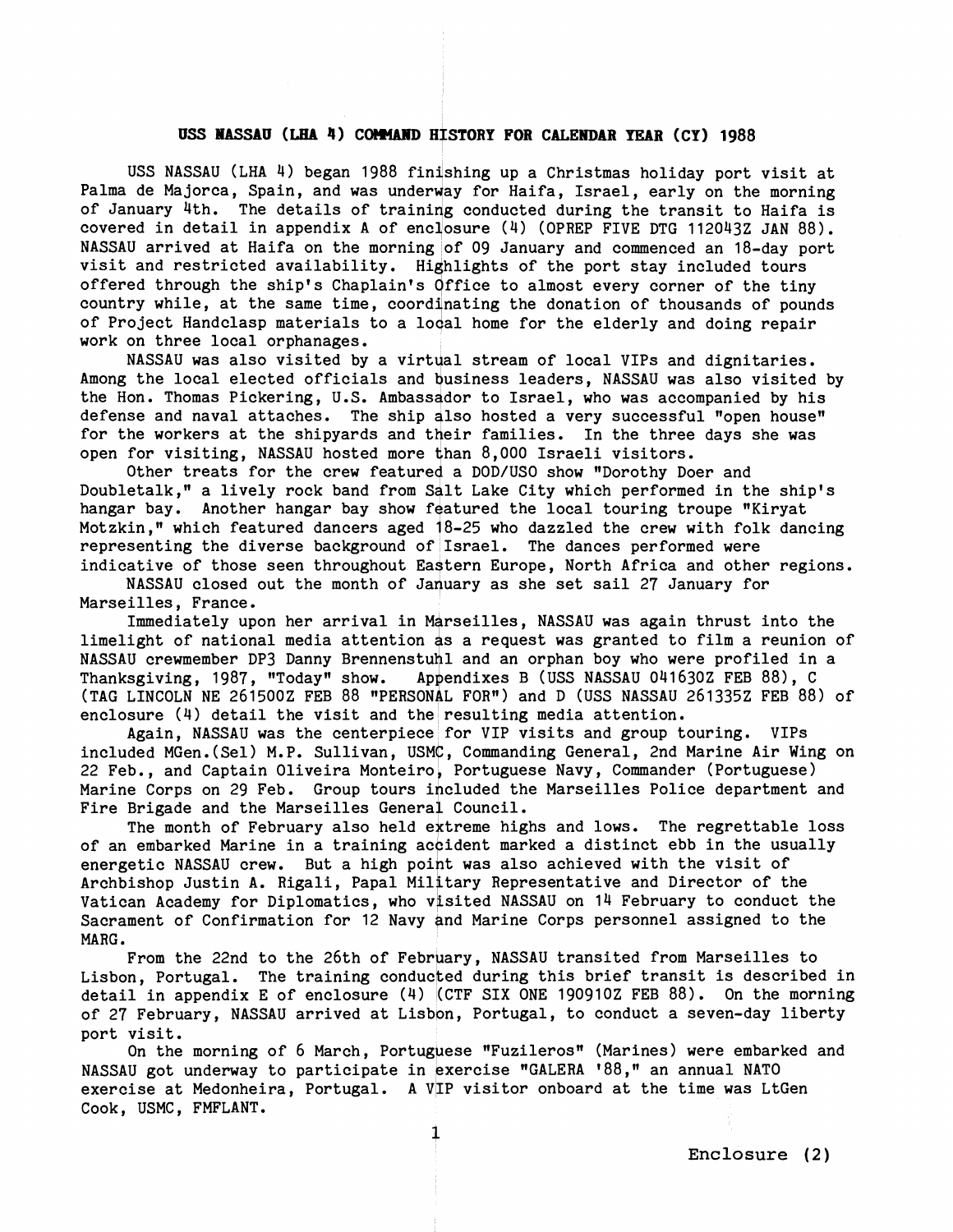# USS NASSAU (LHA 4) COMMAND HISTORY FOR CALENDAR YEAR (CY) 1988

USS NASSAU (LHA 4) began 1988 finishing up a Christmas holiday port visit at Palma de Majorca, Spain, and was underway for Haifa, Israel, early on the morning of January 4th. The details of training conducted during the transit to Haifa is covered in detail in appendix A of enclosure (4) (OPREP FIVE DTG 112043Z JAN 88). NASSAU arrived at Haifa on the morning of 09 January and commenced an 18-day port visit and restricted availability. Highlights of the port stay included tours offered through the ship's Chaplain's Office to almost every corner of the tiny country while, at the same time, coordinating the donation of thousands of pounds of Project Handclasp materials to a local home for the elderly and doing repair work on three local orphanages.

NASSAU was also visited by a virtual stream of local VIPs and dignitaries. Among the local elected officials and business leaders, NASSAU was also visited by the Hon. Thomas Pickering, U.S. Ambassador to Israel, who was accompanied by his defense and naval attaches. The ship also hosted a very successful "open house" for the workers at the shipyards and their families. In the three days she was open for visiting, NASSAU hosted more than 8,000 Israeli visitors.

Other treats for the crew featured a DOD/USO show "Dorothy Doer and Doubletalk," a lively rock band from Salt Lake City which performed in the ship's hangar bay. Another hangar bay show featured the local touring troupe "Kiryat Motzkin," which featured dancers aged 18-25 who dazzled the crew with folk dancing representing the diverse background of Israel. The dances performed were indicative of those seen throughout Eastern Europe, North Africa and other regions.

NASSAU closed out the month of January as she set sail 27 January for Marseilles, France.

Immediately upon her arrival in Marseilles, NASSAU was again thrust into the limelight of national media attention as a request was granted to film a reunion of NASSAU crewmember DP3 Danny Brennenstuhl and an orphan boy who were profiled in a Thanksgiving, 1987, "Today" show. Appendixes B (USS NASSAU 041630Z FEB 88), C (TAG LINCOLN NE 261500Z FEB 88 "PERSONAL FOR") and D (USS NASSAU 261335Z FEB 88) of enclosure (4) detail the visit and the resulting media attention.

Again, NASSAU was the centerpiece for VIP visits and group touring. VIPs included MGen.(Sel) M.P. Sullivan, USMC, Commanding General, 2nd Marine Air Wing on 22 Feb., and Captain Oliveira Monteiro, Portuguese Navy, Commander (Portuguese) Marine Corps on 29 Feb. Group tours included the Marseilles Police department and Fire Brigade and the Marseilles General Council.

The month of February also held extreme highs and lows. The regrettable loss of an embarked Marine in a training accident marked a distinct ebb in the usually energetic NASSAU crew. But a high point was also achieved with the visit of Archbishop Justin A. Rigali, Papal Military Representative and Director of the Vatican Academy for Diplomatics, who visited NASSAU on 14 February to conduct the Sacrament of Confirmation for 12 Navy and Marine Corps personnel assigned to the MARG.

From the 22nd to the 26th of February, NASSAU transited from Marseilles to Lisbon, Portugal. The training conducted during this brief transit is described in detail in appendix E of enclosure (4) (CTF SIX ONE 190910Z FEB 88). On the morning of 27 February, NASSAU arrived at Lisbon, Portugal, to conduct a seven-day liberty port visit.

On the morning of 6 March, Portuguese "Fuzileros" (Marines) were embarked and NASSAU got underway to participate in exercise "GALERA '88," an annual NATO exercise at Medonheira, Portugal. A VIP visitor onboard at the time was LtGen Cook, USMC, FMFLANT.

Enclosure (2)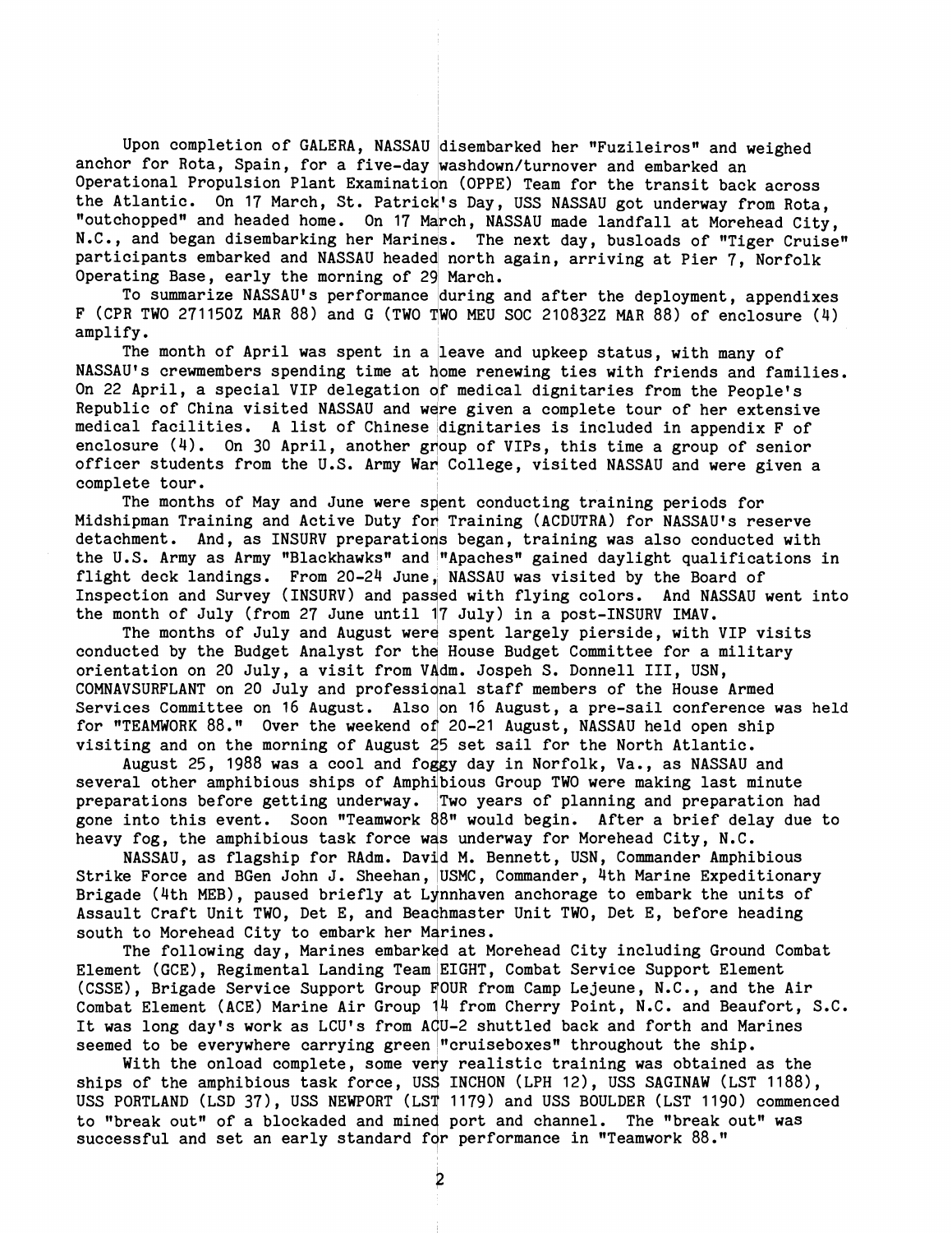Upon completion of GALERA, NASSAU disembarked her "Fuzileiros" and weighed anchor for Rota, Spain, for a five-day washdown/turnover and embarked an Operational Propulsion Plant Examination (OPPE) Team for the transit back across the Atlantic. On 17 March, St. Patrick's Day, USS NASSAU got underway from Rota, "outchopped" and headed home. On 17 March, NASSAU made landfall at Morehead City, N.C., and began disembarking her Marines. The next day, busloads of "Tiger Cruise" participants embarked and NASSAU headed north again, arriving at Pier 7, Norfolk Operating Base, early the morning of 29 March.

To summarize NASSAU's performance during and after the deployment, appendixes F (CPR TWO 271150Z MAR 88) and G (TWO TWO MEU SOC 210832Z MAR 88) of enclosure (4) amplify.

The month of April was spent in a leave and upkeep status, with many of NASSAU's crewmembers spending time at home renewing ties with friends and families. On 22 April, a special VIP delegation of medical dignitaries from the People's Republic of China visited NASSAU and were given a complete tour of her extensive medical facilities. A list of Chinese dignitaries is included in appendix F of enclosure (4). On 30 April, another group of VIPs, this time a group of senior officer students from the U.S. Army War College, visited NASSAU and were given a complete tour.

The months of May and June were spent conducting training periods for Midshipman Training and Active Duty for Training (ACDUTRA) for NASSAU's reserve detachment. And, as INSURV preparations began, training was also conducted with the U.S. Army as Army "Blackhawks" and "Apaches" gained daylight qualifications in flight deck landings. From 20-24 June, NASSAU was visited by the Board of Inspection and Survey (INSURV) and passed with flying colors. And NASSAU went into the month of July (from 27 June until 17 July) in a post-INSURV IMAV.

The months of July and August were spent largely pierside, with VIP visits conducted by the Budget Analyst for the House Budget Committee for a military orientation on 20 July, a visit from VAdm. Jospeh S. Donnell III, USN, COMNAVSURFLANT on 20 July and professional staff members of the House Armed Services Committee on 16 August. Also on 16 August, a pre-sail conference was held for "TEAMWORK 88." Over the weekend of 20-21 August, NASSAU held open ship visiting and on the morning of August 25 set sail for the North Atlantic.

August 25, 1988 was a cool and foggy day in Norfolk, Va., as NASSAU and several other amphibious ships of Amphibious Group TWO were making last minute preparations before getting underway. Two years of planning and preparation had gone into this event. Soon "Teamwork 88" would begin. After a brief delay due to heavy fog, the amphibious task force was underway for Morehead City, N.C.

NASSAU, as flagship for RAdm. David M. Bennett, USN, Commander Amphibious Strike Force and BGen John J. Sheehan, USMC, Commander, 4th Marine Expeditionary Brigade (4th MEB), paused briefly at Lynnhaven anchorage to embark the units of Assault Craft Unit TWO, Det E, and Beachmaster Unit TWO, Det E, before heading south to Morehead City to embark her Marines.

The following day, Marines embarked at Morehead City including Ground Combat Element (GCE), Regimental Landing Team EIGHT, Combat Service Support Element (CSSE), Brigade Service Support Group FOUR from Camp Lejeune, N.C., and the Air Combat Element (ACE) Marine Air Group 14 from Cherry Point, N.C. and Beaufort, S.C. It was long day's work as LCU's from ACU-2 shuttled back and forth and Marines seemed to be everywhere carrying green "cruiseboxes" throughout the ship.

With the onload complete, some very realistic training was obtained as the ships of the amphibious task force, USS INCHON (LPH 12), USS SAGINAW (LST 1188), USS PORTLAND (LSD 37), USS NEWPORT (LST 1179) and USS BOULDER (LST 1190) commenced to "break out" of a blockaded and mined port and channel. The "break out" was successful and set an early standard for performance in "Teamwork 88."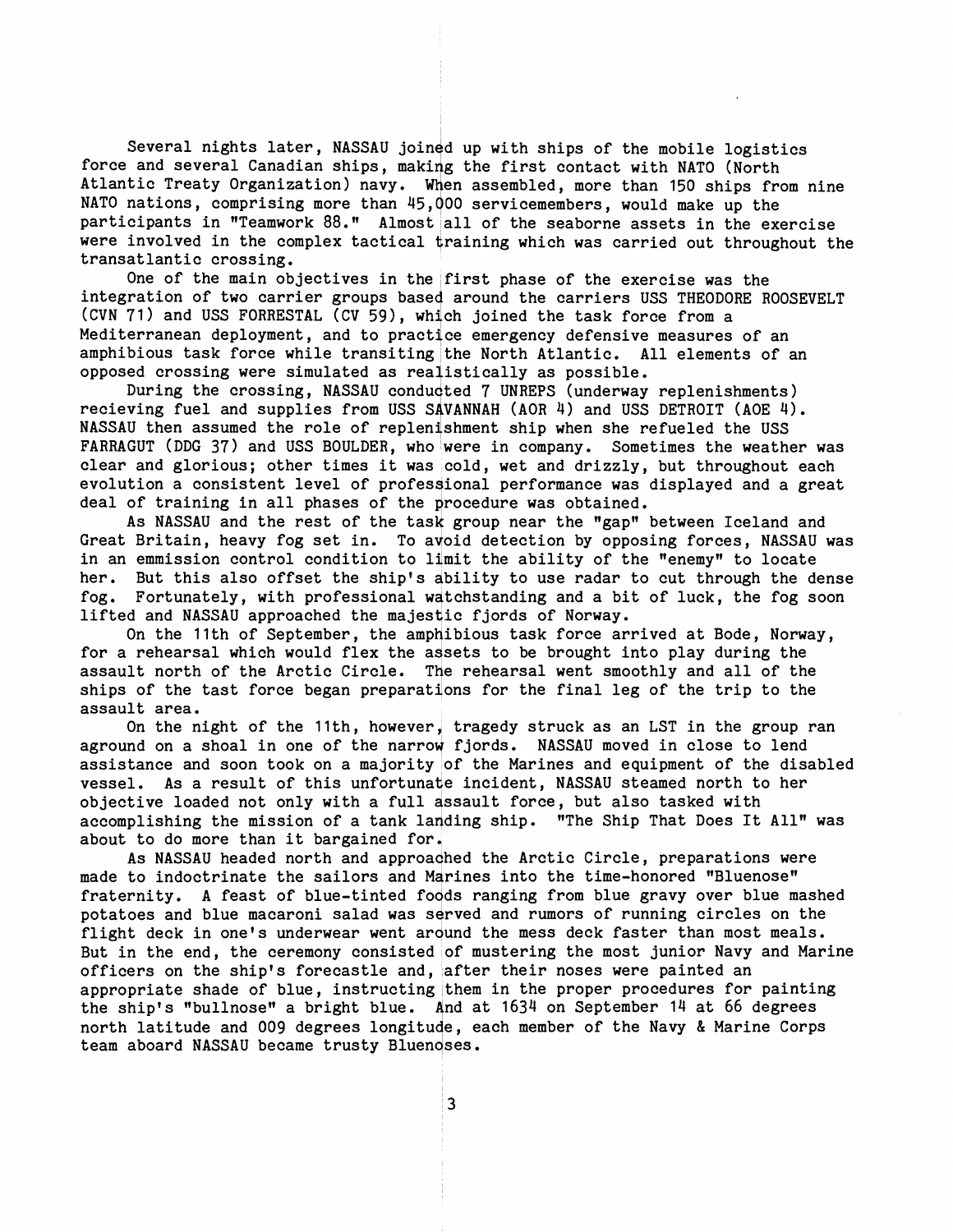Several nights later, NASSAU joined up with ships of the mobile logistics force and several Canadian ships, making the first contact with NATO (North Atlantic Treaty Organization) navy. When assembled, more than 150 ships from nine NATO nations, comprising more than 45,000 servicemembers, would make up the participants in "Teamwork 88." Almost all of the seaborne assets in the exercise were involved in the complex tactical training which was carried out throughout the transatlantic crossing.

One of the main objectives in the first phase of the exercise was the integration of two carrier groups based around the carriers USS THEODORE ROOSEVELT (CVN 71) and USS FORRESTAL (CV 59), which joined the task force from a Mediterranean deployment, and to practice emergency defensive measures of an amphibious task force while transiting the North Atlantic. All elements of an opposed crossing were simulated as realistically as possible.

During the crossing, NASSAU conducted 7 UNREPS (underway replenishments) recieving fuel and supplies from USS SAVANNAH (AOR 4) and USS DETROIT (AOE 4). NASSAU then assumed the role of replenishment ship when she refueled the USS FARRAGUT (DDG 37) and USS BOULDER, who were in company. Sometimes the weather was clear and glorious; other times it was cold, wet and drizzly, but throughout each evolution a consistent level of professional performance was displayed and a great deal of training in all phases of the procedure was obtained.

As NASSAU and the rest of the task group near the "gap" between Iceland and Great Britain, heavy fog set in. To avoid detection by opposing forces, NASSAU was in an emmission control condition to limit the ability of the "enemy" to locate her. But this also offset the ship's ability to use radar to cut through the dense fog. Fortunately, with professional watchstanding and a bit of luck, the fog soon lifted and NASSAU approached the majestic fjords of Norway.

On the 11th of September, the amphibious task force arrived at Bode, Norway, for a rehearsal which would flex the assets to be brought into play during the assault north of the Arctic Circle. The rehearsal went smoothly and all of the ships of the tast force began preparations for the final leg of the trip to the assault area.

On the night of the 11th, however, tragedy struck as an LST in the group ran aground on a shoal in one of the narrow fjords. NASSAU moved in close to lend assistance and soon took on a majority of the Marines and equipment of the disabled vessel. As a result of this unfortunate incident, NASSAU steamed north to her objective loaded not only with a full assault force, but also tasked with accomplishing the mission of a tank landing ship. "The Ship That Does It All" was about to do more than it bargained for.

As NASSAU headed north and approached the Arctic Circle, preparations were made to indoctrinate the sailors and Marines into the time-honored "Bluenose" fraternity. A feast of blue-tinted foods ranging from blue gravy over blue mashed potatoes and blue macaroni salad was served and rumors of running circles on the flight deck in one's underwear went around the mess deck faster than most meals. But in the end, the ceremony consisted of mustering the most junior Navy and Marine officers on the ship's forecastle and, after their noses were painted an appropriate shade of blue, instructing them in the proper procedures for painting the ship's "bullnose" a bright blue. And at 1634 on September 14 at 66 degrees north latitude and 009 degrees longitude, each member of the Navy & Marine Corps team aboard NASSAU became trusty Bluenoses.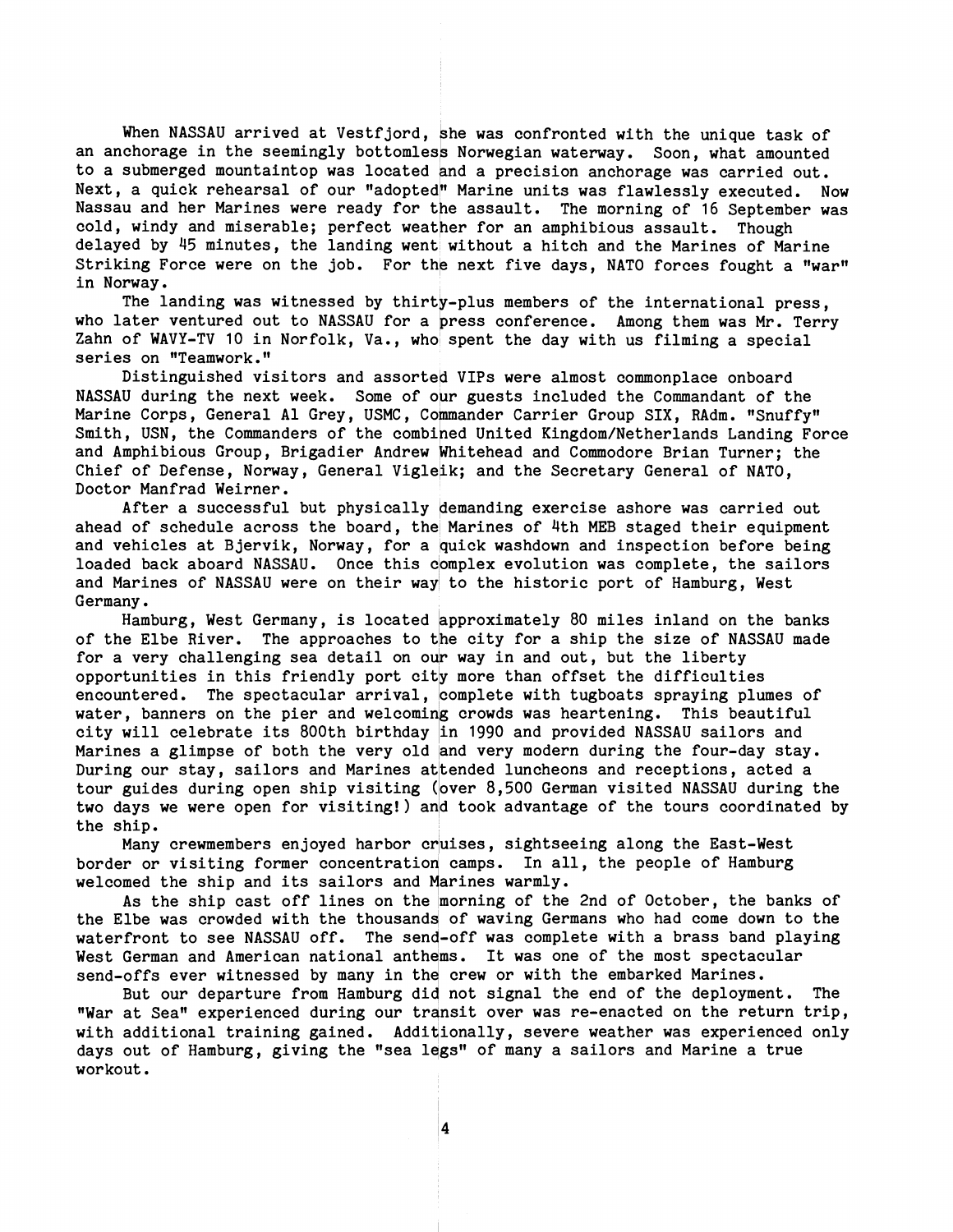When NASSAU arrived at Vestfjord, she was confronted with the unique task of an anchorage in the seemingly bottomless Norwegian waterway. Soon, what amounted to a submerged mountaintop was located and a precision anchorage was carried out. Next, a quick rehearsal of our "adopted" Marine units was flawlessly executed. Now Nassau and her Marines were ready for the assault. The morning of 16 September was cold, windy and miserable; perfect weather for an amphibious assault. Though delayed by 45 minutes, the landing went without a hitch and the Marines of Marine Striking Force were on the job. For the next five days, NATO forces fought a "war" in Norway.

The landing was witnessed by thirty-plus members of the international press, who later ventured out to NASSAU for a press conference. Among them was Mr. Terry Zahn of WAVY-TV 10 in Norfolk, Va., who spent the day with us filming a special series on "Teamwork."

Distinguished visitors and assorted VIPs were almost commonplace onboard NASSAU during the next week. Some of our guests included the Commandant of the Marine Corps, General Al Grey, USMC, Commander Carrier Group SIX, RAdm. "Snuffy" Smith, USN, the Commanders of the combined United Kingdom/Netherlands Landing Force and Amphibious Group, Brigadier Andrew Whitehead and Commodore Brian Turner; the Chief of Defense, Norway, General Vigleik; and the Secretary General of NATO, Doctor Manfrad Weirner.

After a successful but physically demanding exercise ashore was carried out ahead of schedule across the board, the Marines of 4th MEB staged their equipment and vehicles at Bjervik, Norway, for a quick washdown and inspection before being loaded back aboard NASSAU. Once this complex evolution was complete, the sailors and Marines of NASSAU were on their way to the historic port of Hamburg, West Germany.

Hamburg, West Germany, is located approximately 80 miles inland on the banks of the Elbe River. The approaches to the city for a ship the size of NASSAU made for a very challenging sea detail on our way in and out, but the liberty opportunities in this friendly port city more than offset the difficulties encountered. The spectacular arrival, complete with tugboats spraying plumes of water, banners on the pier and welcoming crowds was heartening. This beautiful city will celebrate its 800th birthday in 1990 and provided NASSAU sailors and Marines a glimpse of both the very old and very modern during the four-day stay. During our stay, sailors and Marines attended luncheons and receptions, acted a tour guides during open ship visiting (over 8,500 German visited NASSAU during the two days we were open for visiting!) and took advantage of the tours coordinated by the ship.

Many crewmembers enjoyed harbor cruises, sightseeing along the East-West border or visiting former concentration camps. In all, the people of Hamburg welcomed the ship and its sailors and Marines warmly.

As the ship cast off lines on the morning of the 2nd of October, the banks of the Elbe was crowded with the thousands of waving Germans who had come down to the waterfront to see NASSAU off. The send-off was complete with a brass band playing West German and American national anthems. It was one of the most spectacular send-offs ever witnessed by many in the crew or with the embarked Marines.

But our departure from Hamburg did not signal the end of the deployment. The "War at Sea" experienced during our transit over was re-enacted on the return trip, with additional training gained. Additionally, severe weather was experienced only days out of Hamburg, giving the "sea legs" of many a sailors and Marine a true workout.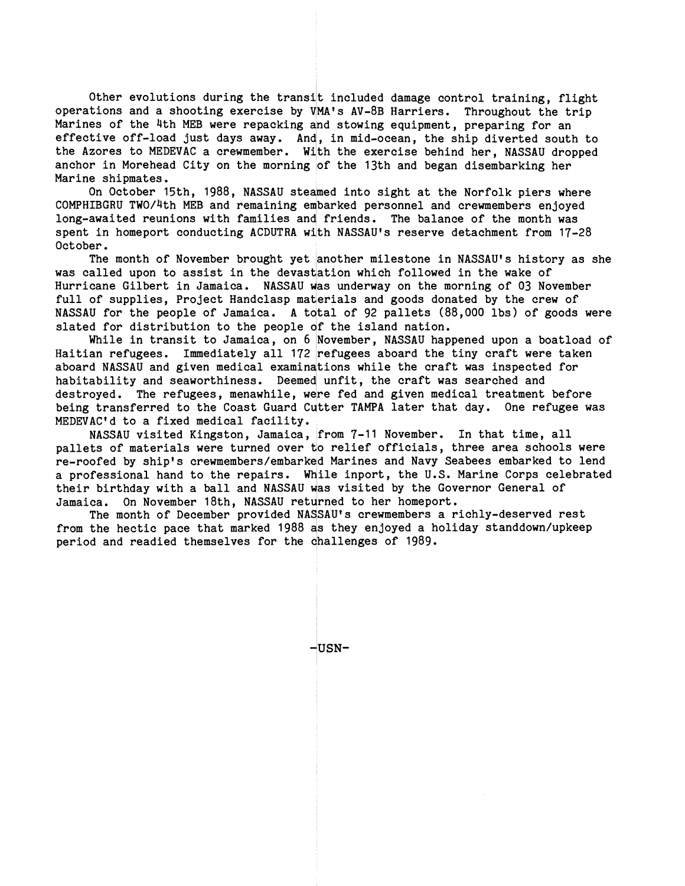Other evolutions during the transit included damage control training, flight operations and a shooting exercise by VMA's AV-8B Harriers. Throughout the trip Marines of the 4th MEB were repacking and stowing equipment, preparing for an effective off-load just days away. And, in mid-ocean, the ship diverted south to the Azores to MEDEVAC a crewmember. With the exercise behind her, NASSAU dropped anchor in Morehead City on the morning of the 13th and began disembarking her Marine shipmates.

On October 15th, 1988, NASSAU steamed into sight at the Norfolk piers where COMPHIBGRU TWO/4th MEB and remaining embarked personnel and crewmembers enjoyed long-awaited reunions with families and friends. The balance of the month was spent in homeport conducting ACDUTRA with NASSAU's reserve detachment from 17-28 October.

The month of November brought yet another milestone in NASSAU's history as she was called upon to assist in the devastation which followed in the wake of Hurricane Gilbert in Jamaica. NASSAU was underway on the morning of 03 November full of supplies, Project Handclasp materials and goods donated by the crew of NASSAU for the people of Jamaica. A total of 92 pallets (88,000 lbs) of goods were slated for distribution to the people of the island nation.

While in transit to Jamaica, on 6 November, NASSAU happened upon a boatload of Haitian refugees. Immediately all 172 refugees aboard the tiny craft were taken aboard NASSAU and given medical examinations while the craft was inspected for habitability and seaworthiness. Deemed unfit, the craft was searched and destroyed. The refugees, menawhile, were fed and given medical treatment before being transferred to the Coast Guard Cutter TAMPA later that day. One refugee was MEDEVAC'd to a fixed medical facility.

NASSAU visited Kingston, Jamaica, from 7-11 November. In that time, all pallets of materials were turned over to relief officials, three area schools were re-roofed by ship's crewmembers/embarked Marines and Navy Seabees embarked to lend a professional hand to the repairs. While inport, the U.S. Marine Corps celebrated their birthday with a ball and NASSAU was visited by the Governor General of Jamaica. On November 18th, NASSAU returned to her homeport.

The month of December provided NASSAU's crewmembers a richly-deserved rest from the hectic pace that marked 1988 as they enjoyed a holiday standdown/upkeep period and readied themselves for the challenges of 1989.

-USN-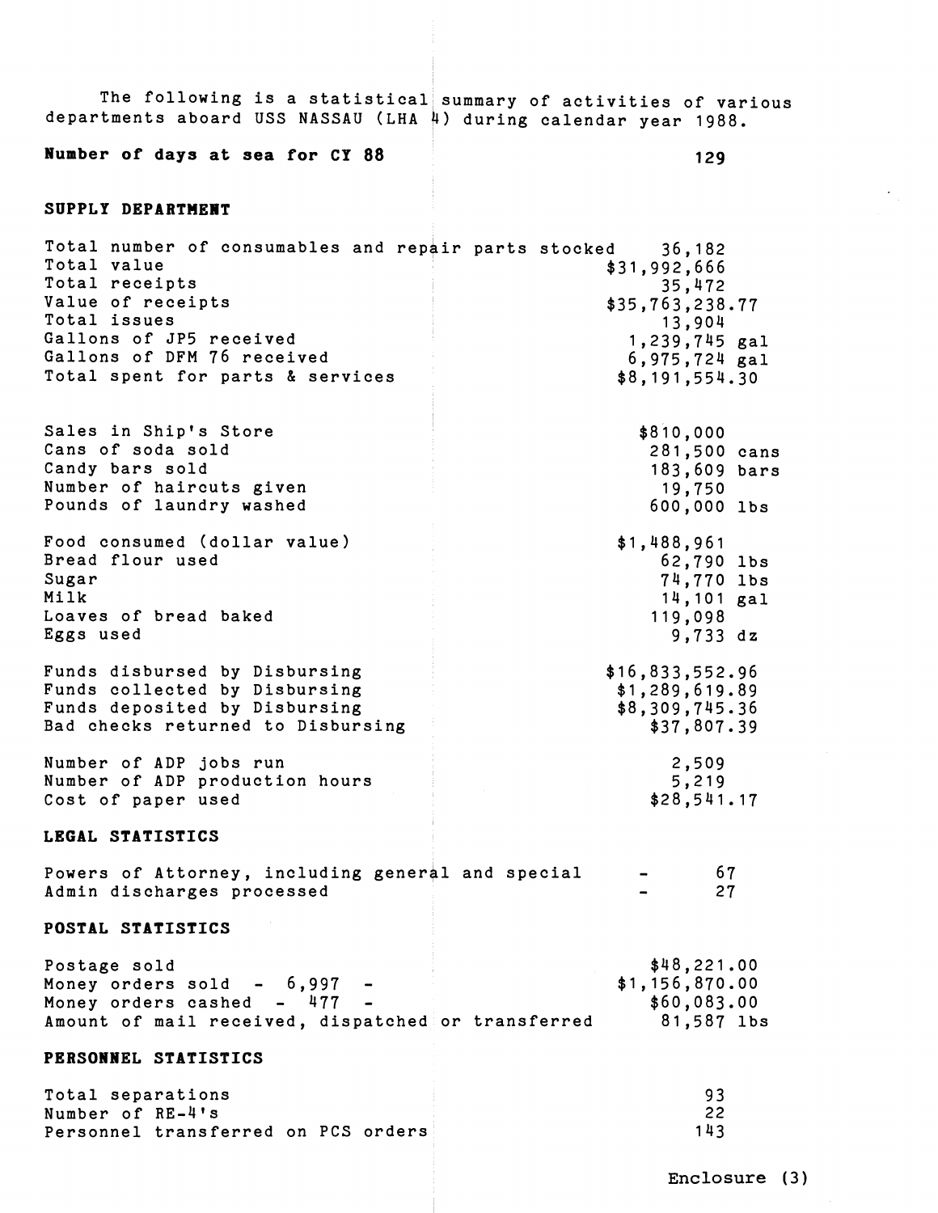The following is a statistical summary of activities of various departments aboard USS NASSAU (LHA 4) during calendar year 1988.

**Number of days at sea for CY 88** 129

## SUPPLY DEPARTMENT

| | |
|---|---|
| Total number of consumables and repair parts stocked | 36,182 |
| Total value | $31,992,666 |
| Total receipts | 35,472 |
| Value of receipts | $35,763,238.77 |
| Total issues | 13,904 |
| Gallons of JP5 received | 1,239,745 gal |
| Gallons of DFM 76 received | 6,975,724 gal |
| Total spent for parts & services | $8,191,554.30 |

| | |
|---|---|
| Sales in Ship's Store | $810,000 |
| Cans of soda sold | 281,500 cans |
| Candy bars sold | 183,609 bars |
| Number of haircuts given | 19,750 |
| Pounds of laundry washed | 600,000 lbs |

| | |
|---|---|
| Food consumed (dollar value) | $1,488,961 |
| Bread flour used | 62,790 lbs |
| Sugar | 74,770 lbs |
| Milk | 14,101 gal |
| Loaves of bread baked | 119,098 |
| Eggs used | 9,733 dz |

| | |
|---|---|
| Funds disbursed by Disbursing | $16,833,552.96 |
| Funds collected by Disbursing | $1,289,619.89 |
| Funds deposited by Disbursing | $8,309,745.36 |
| Bad checks returned to Disbursing | $37,807.39 |

| | |
|---|---|
| Number of ADP jobs run | 2,509 |
| Number of ADP production hours | 5,219 |
| Cost of paper used | $28,541.17 |

## LEGAL STATISTICS

| | |
|---|---|
| Powers of Attorney, including general and special | - 67 |
| Admin discharges processed | - 27 |

## POSTAL STATISTICS

| | |
|---|---|
| Postage sold | $48,221.00 |
| Money orders sold - 6,997 - | $1,156,870.00 |
| Money orders cashed - 477 - | $60,083.00 |
| Amount of mail received, dispatched or transferred | 81,587 lbs |

## PERSONNEL STATISTICS

| | |
|---|---|
| Total separations | 93 |
| Number of RE-4's | 22 |
| Personnel transferred on PCS orders | 143 |

Enclosure (3)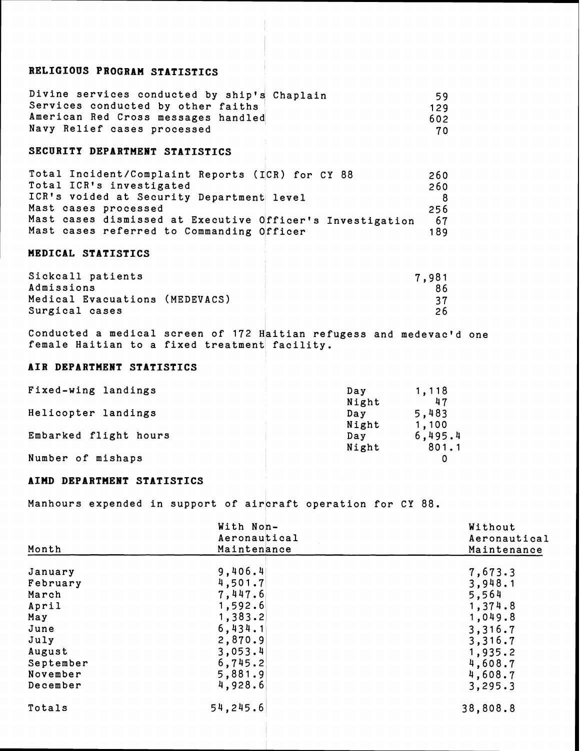## RELIGIOUS PROGRAM STATISTICS

| | |
|---|---|
| Divine services conducted by ship's Chaplain | 59 |
| Services conducted by other faiths | 129 |
| American Red Cross messages handled | 602 |
| Navy Relief cases processed | 70 |

## SECURITY DEPARTMENT STATISTICS

| | |
|---|---|
| Total Incident/Complaint Reports (ICR) for CY 88 | 260 |
| Total ICR's investigated | 260 |
| ICR's voided at Security Department level | 8 |
| Mast cases processed | 256 |
| Mast cases dismissed at Executive Officer's Investigation | 67 |
| Mast cases referred to Commanding Officer | 189 |

## MEDICAL STATISTICS

| | |
|---|---|
| Sickcall patients | 7,981 |
| Admissions | 86 |
| Medical Evacuations (MEDEVACS) | 37 |
| Surgical cases | 26 |

Conducted a medical screen of 172 Haitian refugess and medevac'd one female Haitian to a fixed treatment facility.

## AIR DEPARTMENT STATISTICS

| | | |
|---|---|---|
| Fixed-wing landings | Day | 1,118 |
| | Night | 47 |
| Helicopter landings | Day | 5,483 |
| | Night | 1,100 |
| Embarked flight hours | Day | 6,495.4 |
| | Night | 801.1 |
| Number of mishaps | | 0 |

## AIMD DEPARTMENT STATISTICS

Manhours expended in support of aircraft operation for CY 88.

| Month | With Non-Aeronautical Maintenance | Without Aeronautical Maintenance |
|---|---|---|
| January | 9,406.4 | 7,673.3 |
| February | 4,501.7 | 3,948.1 |
| March | 7,447.6 | 5,564 |
| April | 1,592.6 | 1,374.8 |
| May | 1,383.2 | 1,049.8 |
| June | 6,434.1 | 3,316.7 |
| July | 2,870.9 | 3,316.7 |
| August | 3,053.4 | 1,935.2 |
| September | 6,745.2 | 4,608.7 |
| November | 5,881.9 | 4,608.7 |
| December | 4,928.6 | 3,295.3 |
| Totals | 54,245.6 | 38,808.8 |